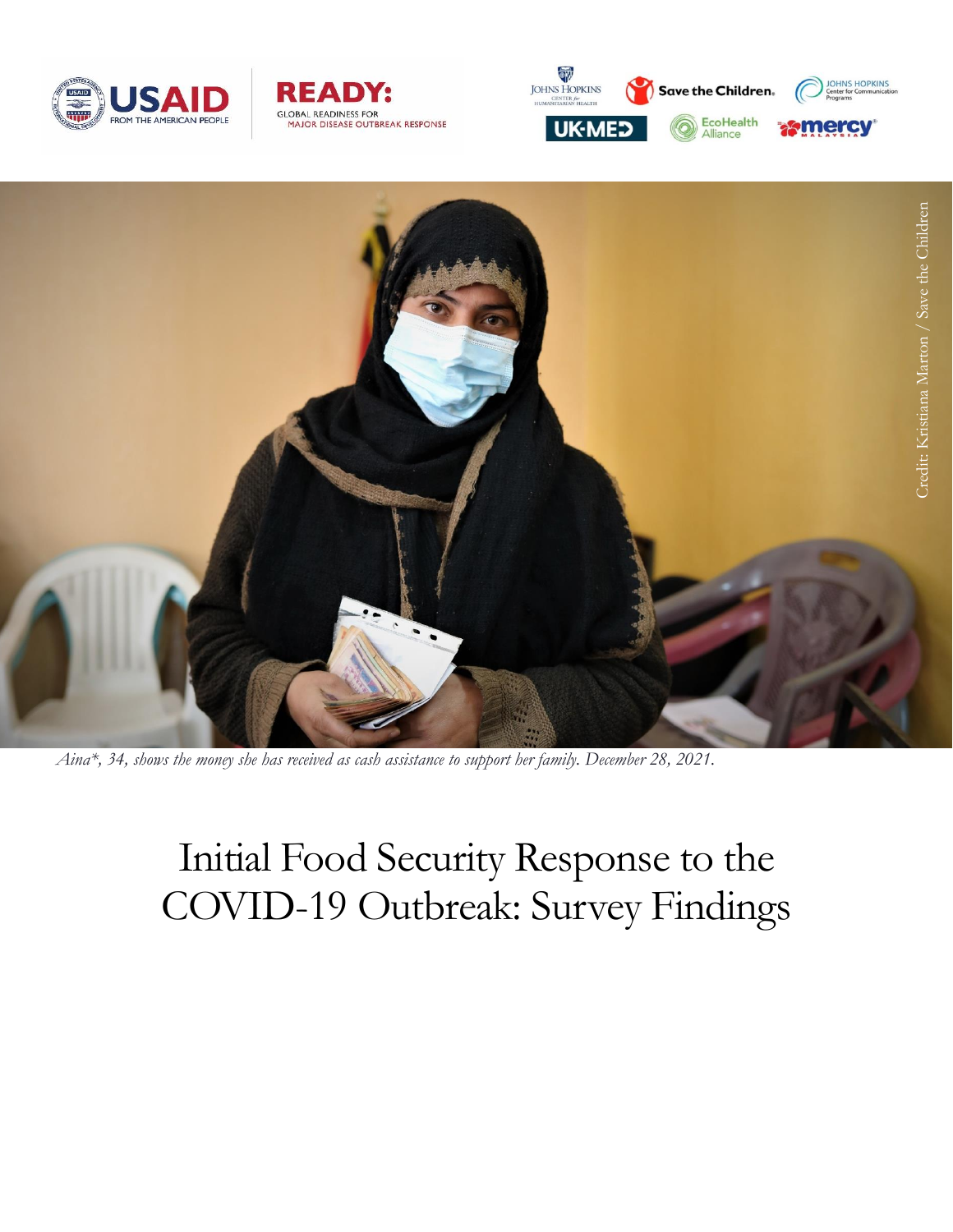Credit: Kristiana Marton / Save the Children

*Aina\*, 34, shows the money she has received as cash assistance to support her family. December 28, 2021.*

# Initial Food Security Response to the COVID-19 Outbreak: Survey Findings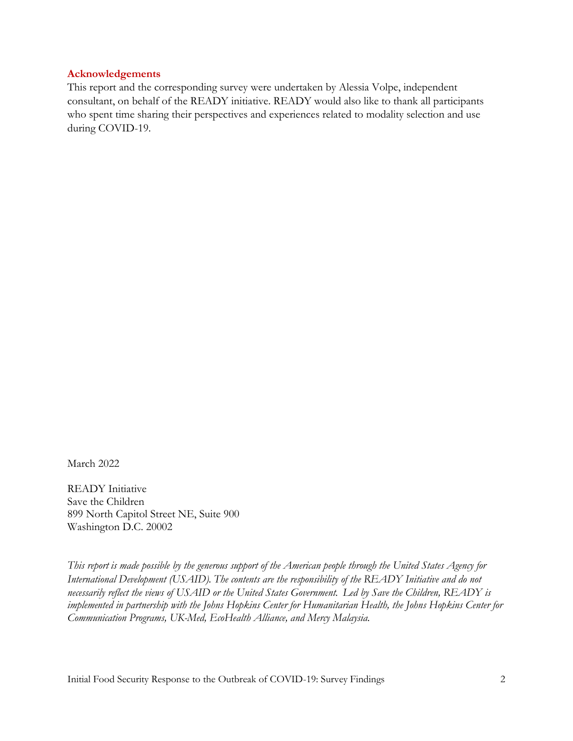## Acknowledgements

This report and the corresponding survey were undertaken by Alessia Volpe, independent consultant, on behalf of the READY initiative. READY would also like to thank all participants who spent time sharing their perspectives and experiences related to modality selection and use during COVID-19.

March 2022

READY Initiative
Save the Children
899 North Capitol Street NE, Suite 900
Washington D.C. 20002

*This report is made possible by the generous support of the American people through the United States Agency for International Development (USAID). The contents are the responsibility of the READY Initiative and do not necessarily reflect the views of USAID or the United States Government. Led by Save the Children, READY is implemented in partnership with the Johns Hopkins Center for Humanitarian Health, the Johns Hopkins Center for Communication Programs, UK-Med, EcoHealth Alliance, and Mercy Malaysia.*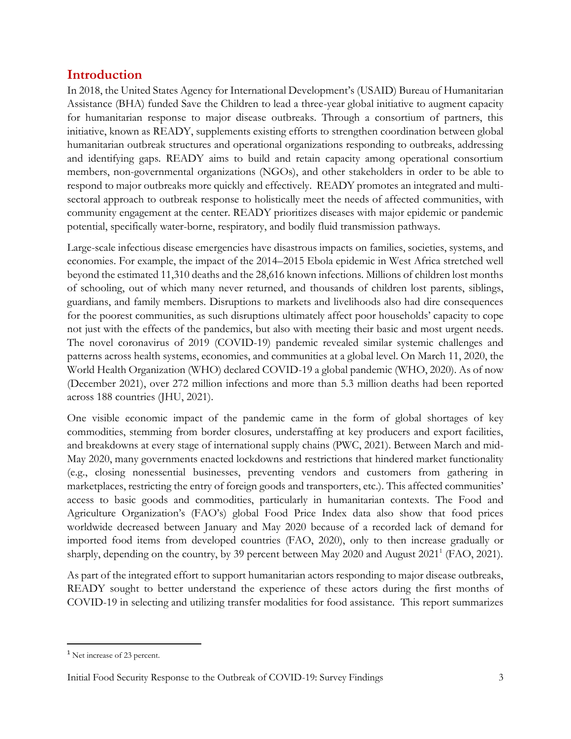## Introduction

In 2018, the United States Agency for International Development's (USAID) Bureau of Humanitarian Assistance (BHA) funded Save the Children to lead a three-year global initiative to augment capacity for humanitarian response to major disease outbreaks. Through a consortium of partners, this initiative, known as READY, supplements existing efforts to strengthen coordination between global humanitarian outbreak structures and operational organizations responding to outbreaks, addressing and identifying gaps. READY aims to build and retain capacity among operational consortium members, non-governmental organizations (NGOs), and other stakeholders in order to be able to respond to major outbreaks more quickly and effectively. READY promotes an integrated and multi-sectoral approach to outbreak response to holistically meet the needs of affected communities, with community engagement at the center. READY prioritizes diseases with major epidemic or pandemic potential, specifically water-borne, respiratory, and bodily fluid transmission pathways.

Large-scale infectious disease emergencies have disastrous impacts on families, societies, systems, and economies. For example, the impact of the 2014–2015 Ebola epidemic in West Africa stretched well beyond the estimated 11,310 deaths and the 28,616 known infections. Millions of children lost months of schooling, out of which many never returned, and thousands of children lost parents, siblings, guardians, and family members. Disruptions to markets and livelihoods also had dire consequences for the poorest communities, as such disruptions ultimately affect poor households' capacity to cope not just with the effects of the pandemics, but also with meeting their basic and most urgent needs. The novel coronavirus of 2019 (COVID-19) pandemic revealed similar systemic challenges and patterns across health systems, economies, and communities at a global level. On March 11, 2020, the World Health Organization (WHO) declared COVID-19 a global pandemic (WHO, 2020). As of now (December 2021), over 272 million infections and more than 5.3 million deaths had been reported across 188 countries (JHU, 2021).

One visible economic impact of the pandemic came in the form of global shortages of key commodities, stemming from border closures, understaffing at key producers and export facilities, and breakdowns at every stage of international supply chains (PWC, 2021). Between March and mid-May 2020, many governments enacted lockdowns and restrictions that hindered market functionality (e.g., closing nonessential businesses, preventing vendors and customers from gathering in marketplaces, restricting the entry of foreign goods and transporters, etc.). This affected communities' access to basic goods and commodities, particularly in humanitarian contexts. The Food and Agriculture Organization's (FAO's) global Food Price Index data also show that food prices worldwide decreased between January and May 2020 because of a recorded lack of demand for imported food items from developed countries (FAO, 2020), only to then increase gradually or sharply, depending on the country, by 39 percent between May 2020 and August 2021[1] (FAO, 2021).

As part of the integrated effort to support humanitarian actors responding to major disease outbreaks, READY sought to better understand the experience of these actors during the first months of COVID-19 in selecting and utilizing transfer modalities for food assistance. This report summarizes

[1] Net increase of 23 percent.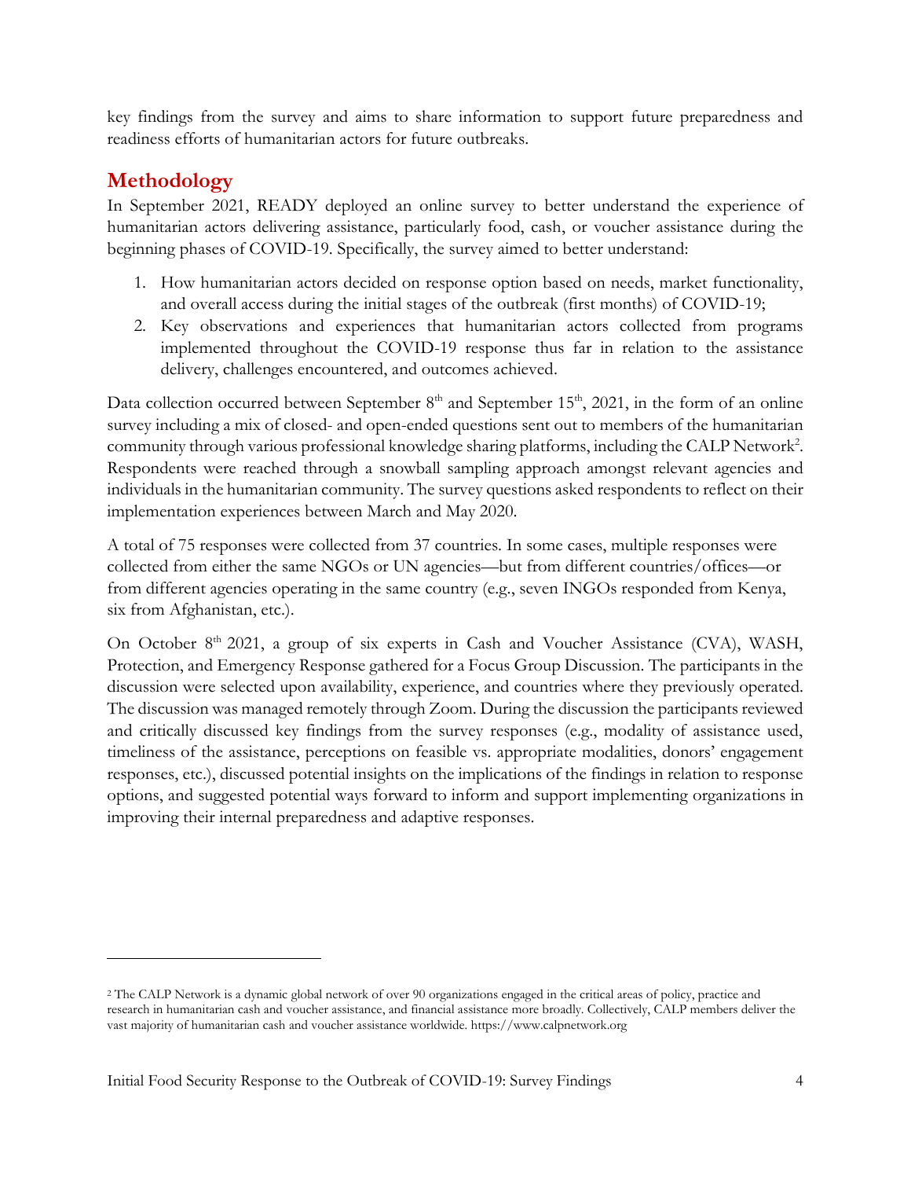key findings from the survey and aims to share information to support future preparedness and readiness efforts of humanitarian actors for future outbreaks.

## Methodology

In September 2021, READY deployed an online survey to better understand the experience of humanitarian actors delivering assistance, particularly food, cash, or voucher assistance during the beginning phases of COVID-19. Specifically, the survey aimed to better understand:

1. How humanitarian actors decided on response option based on needs, market functionality, and overall access during the initial stages of the outbreak (first months) of COVID-19;
2. Key observations and experiences that humanitarian actors collected from programs implemented throughout the COVID-19 response thus far in relation to the assistance delivery, challenges encountered, and outcomes achieved.

Data collection occurred between September 8th and September 15th, 2021, in the form of an online survey including a mix of closed- and open-ended questions sent out to members of the humanitarian community through various professional knowledge sharing platforms, including the CALP Network[2]. Respondents were reached through a snowball sampling approach amongst relevant agencies and individuals in the humanitarian community. The survey questions asked respondents to reflect on their implementation experiences between March and May 2020.

A total of 75 responses were collected from 37 countries. In some cases, multiple responses were collected from either the same NGOs or UN agencies—but from different countries/offices—or from different agencies operating in the same country (e.g., seven INGOs responded from Kenya, six from Afghanistan, etc.).

On October 8th 2021, a group of six experts in Cash and Voucher Assistance (CVA), WASH, Protection, and Emergency Response gathered for a Focus Group Discussion. The participants in the discussion were selected upon availability, experience, and countries where they previously operated. The discussion was managed remotely through Zoom. During the discussion the participants reviewed and critically discussed key findings from the survey responses (e.g., modality of assistance used, timeliness of the assistance, perceptions on feasible vs. appropriate modalities, donors' engagement responses, etc.), discussed potential insights on the implications of the findings in relation to response options, and suggested potential ways forward to inform and support implementing organizations in improving their internal preparedness and adaptive responses.

---

[2] The CALP Network is a dynamic global network of over 90 organizations engaged in the critical areas of policy, practice and research in humanitarian cash and voucher assistance, and financial assistance more broadly. Collectively, CALP members deliver the vast majority of humanitarian cash and voucher assistance worldwide. https://www.calpnetwork.org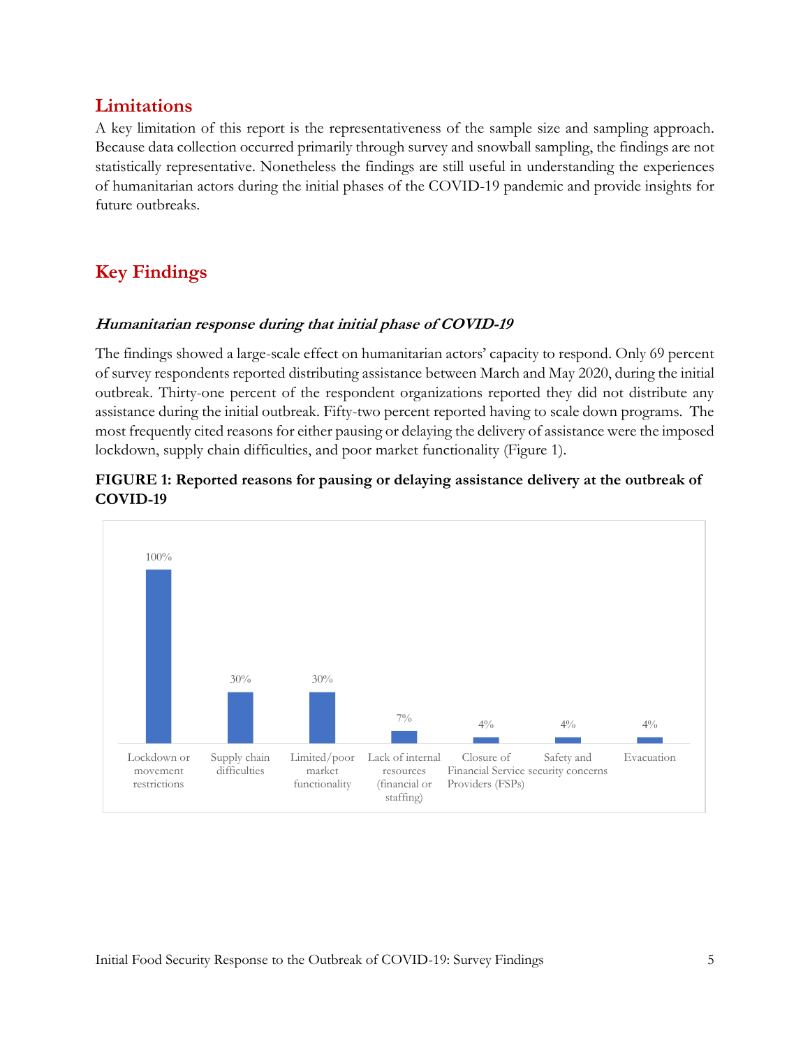## Limitations

A key limitation of this report is the representativeness of the sample size and sampling approach. Because data collection occurred primarily through survey and snowball sampling, the findings are not statistically representative. Nonetheless the findings are still useful in understanding the experiences of humanitarian actors during the initial phases of the COVID-19 pandemic and provide insights for future outbreaks.

## Key Findings

### *Humanitarian response during that initial phase of COVID-19*

The findings showed a large-scale effect on humanitarian actors' capacity to respond. Only 69 percent of survey respondents reported distributing assistance between March and May 2020, during the initial outbreak. Thirty-one percent of the respondent organizations reported they did not distribute any assistance during the initial outbreak. Fifty-two percent reported having to scale down programs. The most frequently cited reasons for either pausing or delaying the delivery of assistance were the imposed lockdown, supply chain difficulties, and poor market functionality (Figure 1).

**FIGURE 1: Reported reasons for pausing or delaying assistance delivery at the outbreak of COVID-19**

| Reason | Percent |
| --- | --- |
| Lockdown or movement restrictions | 100% |
| Supply chain difficulties | 30% |
| Limited/poor market functionality | 30% |
| Lack of internal resources (financial or staffing) | 7% |
| Closure of Financial Service Providers (FSPs) | 4% |
| Safety and security concerns | 4% |
| Evacuation | 4% |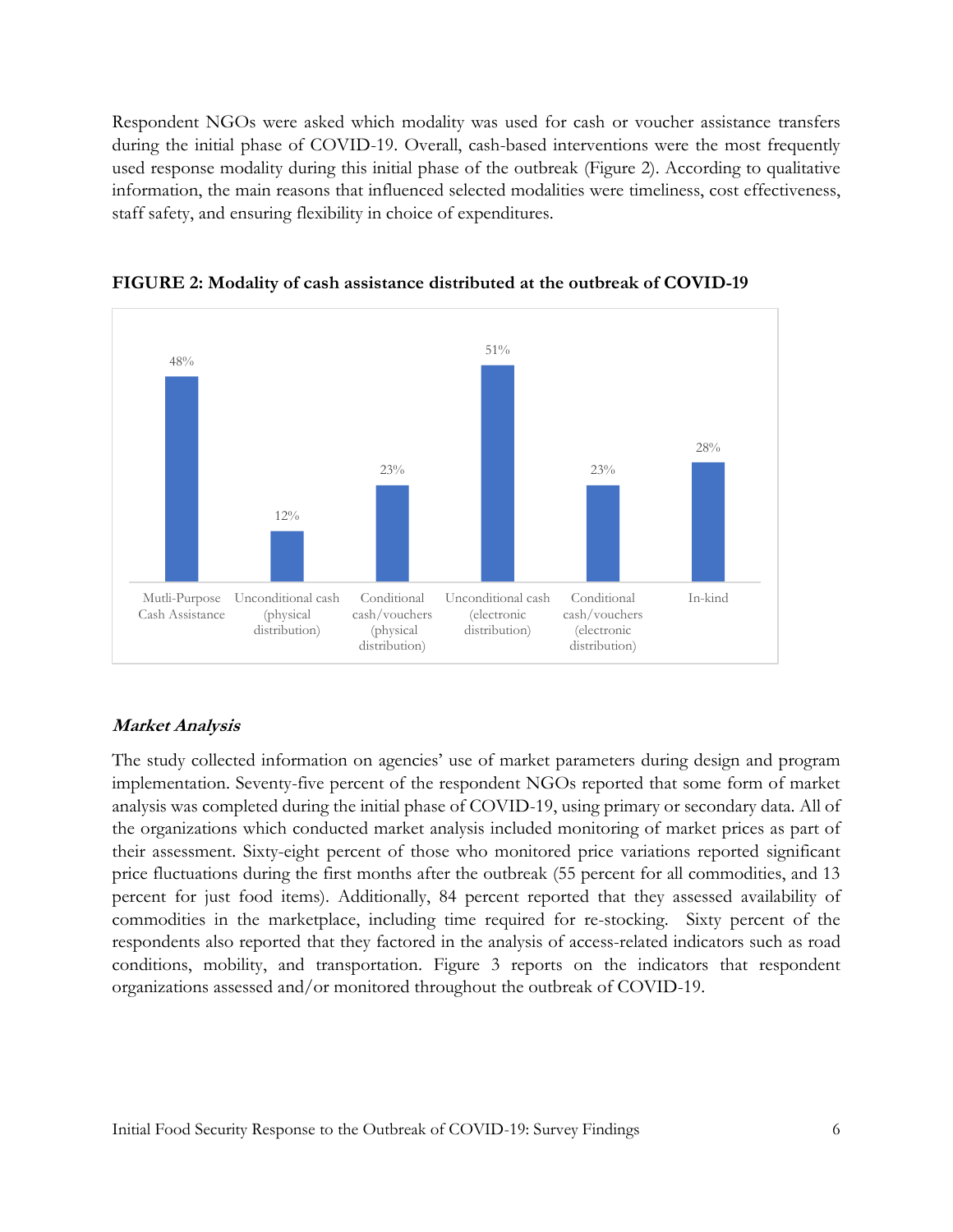Respondent NGOs were asked which modality was used for cash or voucher assistance transfers during the initial phase of COVID-19. Overall, cash-based interventions were the most frequently used response modality during this initial phase of the outbreak (Figure 2). According to qualitative information, the main reasons that influenced selected modalities were timeliness, cost effectiveness, staff safety, and ensuring flexibility in choice of expenditures.

**FIGURE 2: Modality of cash assistance distributed at the outbreak of COVID-19**

| Modality | Percent |
|---|---|
| Mutli-Purpose Cash Assistance | 48% |
| Unconditional cash (physical distribution) | 12% |
| Conditional cash/vouchers (physical distribution) | 23% |
| Unconditional cash (electronic distribution) | 51% |
| Conditional cash/vouchers (electronic distribution) | 23% |
| In-kind | 28% |

### *Market Analysis*

The study collected information on agencies' use of market parameters during design and program implementation. Seventy-five percent of the respondent NGOs reported that some form of market analysis was completed during the initial phase of COVID-19, using primary or secondary data. All of the organizations which conducted market analysis included monitoring of market prices as part of their assessment. Sixty-eight percent of those who monitored price variations reported significant price fluctuations during the first months after the outbreak (55 percent for all commodities, and 13 percent for just food items). Additionally, 84 percent reported that they assessed availability of commodities in the marketplace, including time required for re-stocking. Sixty percent of the respondents also reported that they factored in the analysis of access-related indicators such as road conditions, mobility, and transportation. Figure 3 reports on the indicators that respondent organizations assessed and/or monitored throughout the outbreak of COVID-19.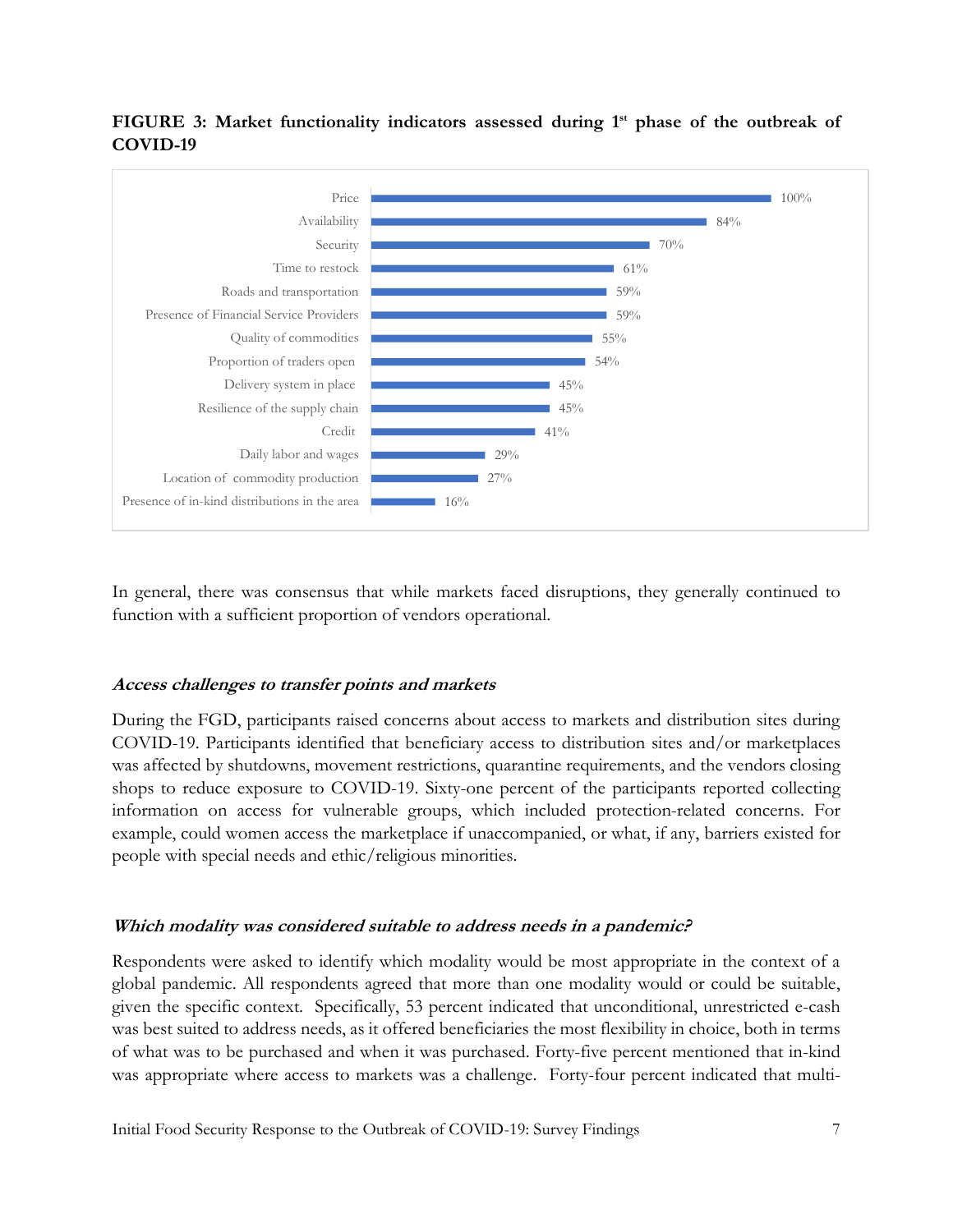**FIGURE 3: Market functionality indicators assessed during 1st phase of the outbreak of COVID-19**

| Indicator | Percent |
|---|---|
| Price | 100% |
| Availability | 84% |
| Security | 70% |
| Time to restock | 61% |
| Roads and transportation | 59% |
| Presence of Financial Service Providers | 59% |
| Quality of commodities | 55% |
| Proportion of traders open | 54% |
| Delivery system in place | 45% |
| Resilience of the supply chain | 45% |
| Credit | 41% |
| Daily labor and wages | 29% |
| Location of commodity production | 27% |
| Presence of in-kind distributions in the area | 16% |

In general, there was consensus that while markets faced disruptions, they generally continued to function with a sufficient proportion of vendors operational.

### *Access challenges to transfer points and markets*

During the FGD, participants raised concerns about access to markets and distribution sites during COVID-19. Participants identified that beneficiary access to distribution sites and/or marketplaces was affected by shutdowns, movement restrictions, quarantine requirements, and the vendors closing shops to reduce exposure to COVID-19. Sixty-one percent of the participants reported collecting information on access for vulnerable groups, which included protection-related concerns. For example, could women access the marketplace if unaccompanied, or what, if any, barriers existed for people with special needs and ethic/religious minorities.

### *Which modality was considered suitable to address needs in a pandemic?*

Respondents were asked to identify which modality would be most appropriate in the context of a global pandemic. All respondents agreed that more than one modality would or could be suitable, given the specific context. Specifically, 53 percent indicated that unconditional, unrestricted e-cash was best suited to address needs, as it offered beneficiaries the most flexibility in choice, both in terms of what was to be purchased and when it was purchased. Forty-five percent mentioned that in-kind was appropriate where access to markets was a challenge. Forty-four percent indicated that multi-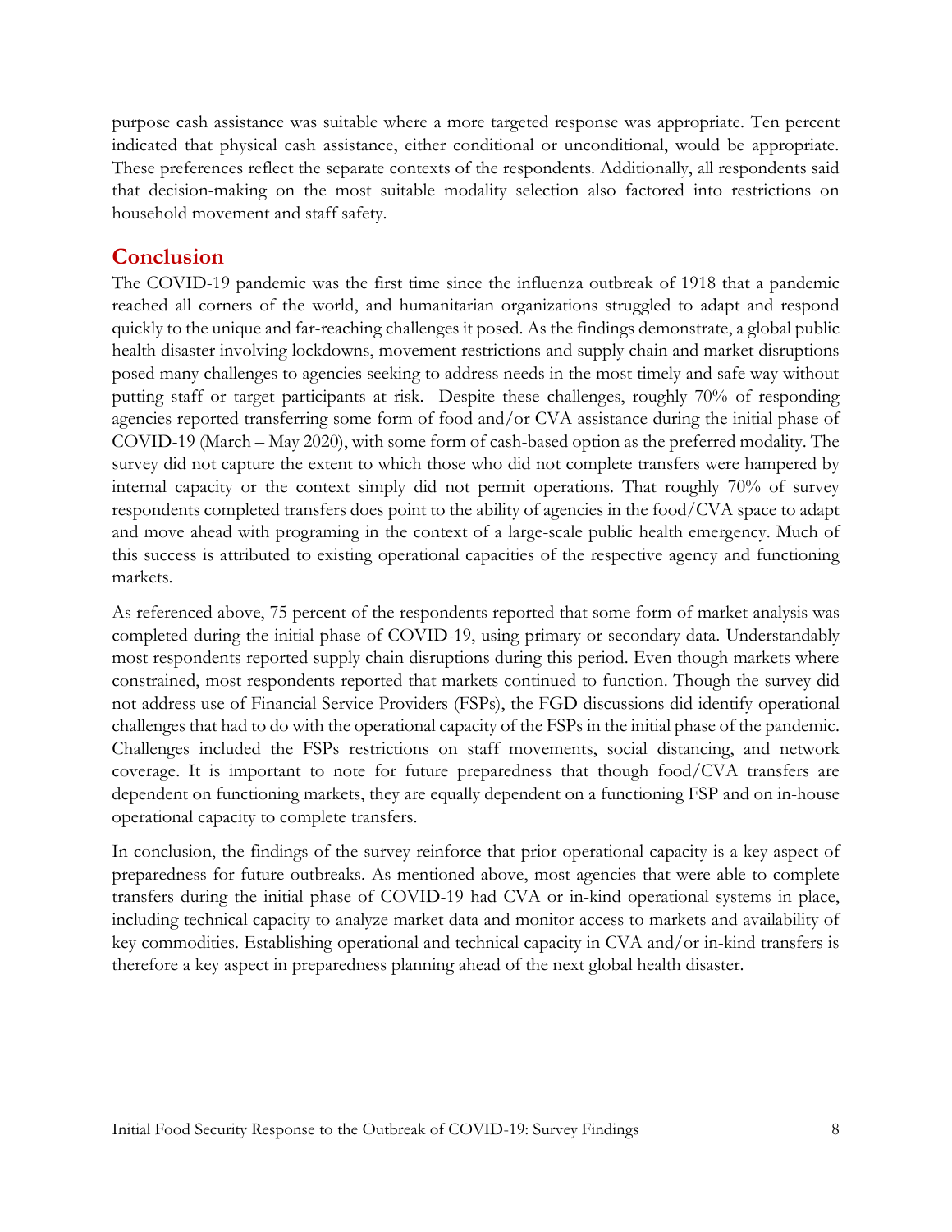purpose cash assistance was suitable where a more targeted response was appropriate. Ten percent indicated that physical cash assistance, either conditional or unconditional, would be appropriate. These preferences reflect the separate contexts of the respondents. Additionally, all respondents said that decision-making on the most suitable modality selection also factored into restrictions on household movement and staff safety.

## Conclusion

The COVID-19 pandemic was the first time since the influenza outbreak of 1918 that a pandemic reached all corners of the world, and humanitarian organizations struggled to adapt and respond quickly to the unique and far-reaching challenges it posed. As the findings demonstrate, a global public health disaster involving lockdowns, movement restrictions and supply chain and market disruptions posed many challenges to agencies seeking to address needs in the most timely and safe way without putting staff or target participants at risk. Despite these challenges, roughly 70% of responding agencies reported transferring some form of food and/or CVA assistance during the initial phase of COVID-19 (March – May 2020), with some form of cash-based option as the preferred modality. The survey did not capture the extent to which those who did not complete transfers were hampered by internal capacity or the context simply did not permit operations. That roughly 70% of survey respondents completed transfers does point to the ability of agencies in the food/CVA space to adapt and move ahead with programing in the context of a large-scale public health emergency. Much of this success is attributed to existing operational capacities of the respective agency and functioning markets.

As referenced above, 75 percent of the respondents reported that some form of market analysis was completed during the initial phase of COVID-19, using primary or secondary data. Understandably most respondents reported supply chain disruptions during this period. Even though markets where constrained, most respondents reported that markets continued to function. Though the survey did not address use of Financial Service Providers (FSPs), the FGD discussions did identify operational challenges that had to do with the operational capacity of the FSPs in the initial phase of the pandemic. Challenges included the FSPs restrictions on staff movements, social distancing, and network coverage. It is important to note for future preparedness that though food/CVA transfers are dependent on functioning markets, they are equally dependent on a functioning FSP and on in-house operational capacity to complete transfers.

In conclusion, the findings of the survey reinforce that prior operational capacity is a key aspect of preparedness for future outbreaks. As mentioned above, most agencies that were able to complete transfers during the initial phase of COVID-19 had CVA or in-kind operational systems in place, including technical capacity to analyze market data and monitor access to markets and availability of key commodities. Establishing operational and technical capacity in CVA and/or in-kind transfers is therefore a key aspect in preparedness planning ahead of the next global health disaster.